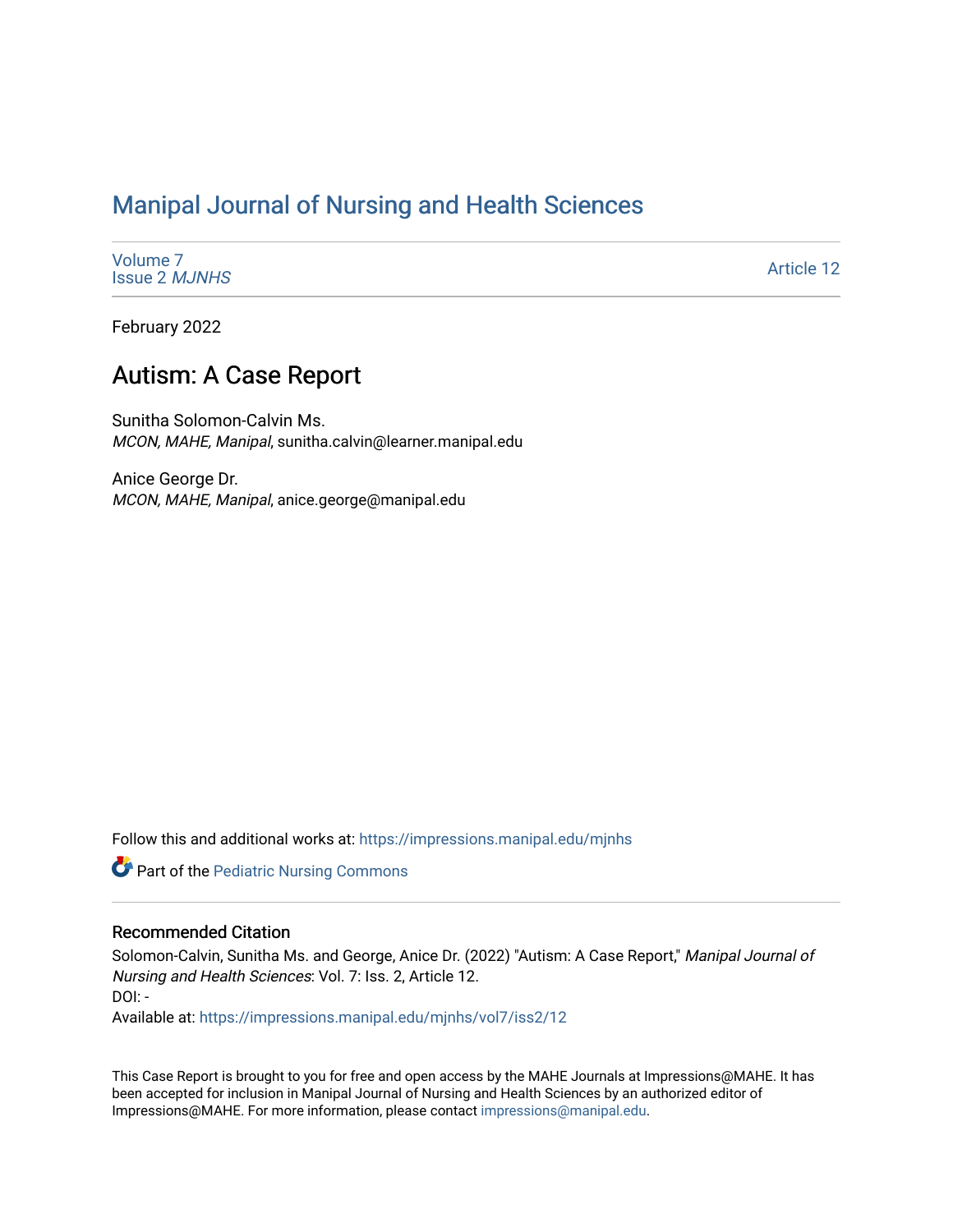# Manipal Journal of Nursing and Health Sciences

Volume 7
Issue 2 *MJNHS*

Article 12

February 2022

## Autism: A Case Report

Sunitha Solomon-Calvin Ms.
*MCON, MAHE, Manipal*, sunitha.calvin@learner.manipal.edu

Anice George Dr.
*MCON, MAHE, Manipal*, anice.george@manipal.edu

Follow this and additional works at: https://impressions.manipal.edu/mjnhs

Part of the Pediatric Nursing Commons

### Recommended Citation

Solomon-Calvin, Sunitha Ms. and George, Anice Dr. (2022) "Autism: A Case Report," *Manipal Journal of Nursing and Health Sciences*: Vol. 7: Iss. 2, Article 12.
DOI: -
Available at: https://impressions.manipal.edu/mjnhs/vol7/iss2/12

This Case Report is brought to you for free and open access by the MAHE Journals at Impressions@MAHE. It has been accepted for inclusion in Manipal Journal of Nursing and Health Sciences by an authorized editor of Impressions@MAHE. For more information, please contact impressions@manipal.edu.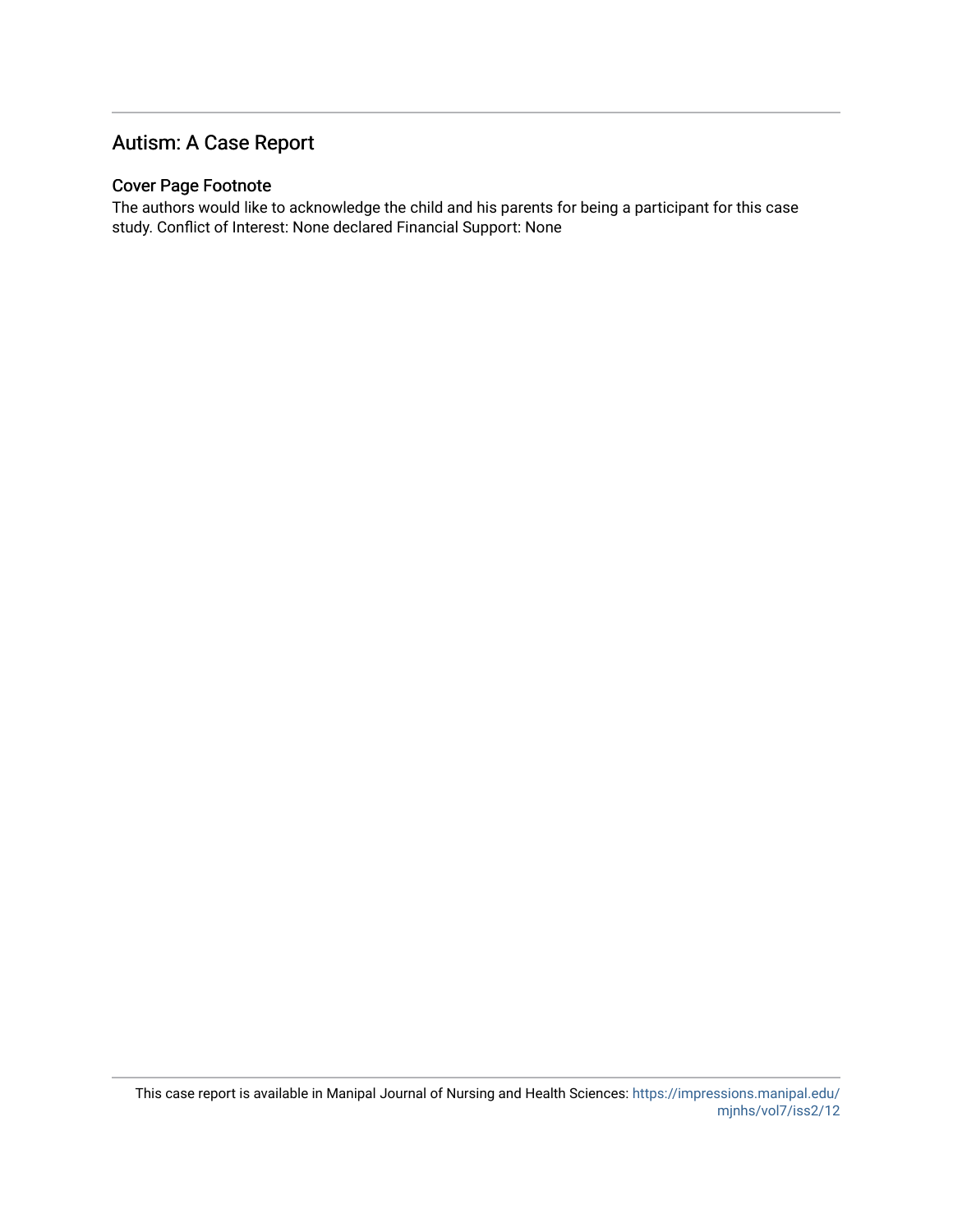## Autism: A Case Report

### Cover Page Footnote

The authors would like to acknowledge the child and his parents for being a participant for this case study. Conflict of Interest: None declared Financial Support: None

This case report is available in Manipal Journal of Nursing and Health Sciences: https://impressions.manipal.edu/mjnhs/vol7/iss2/12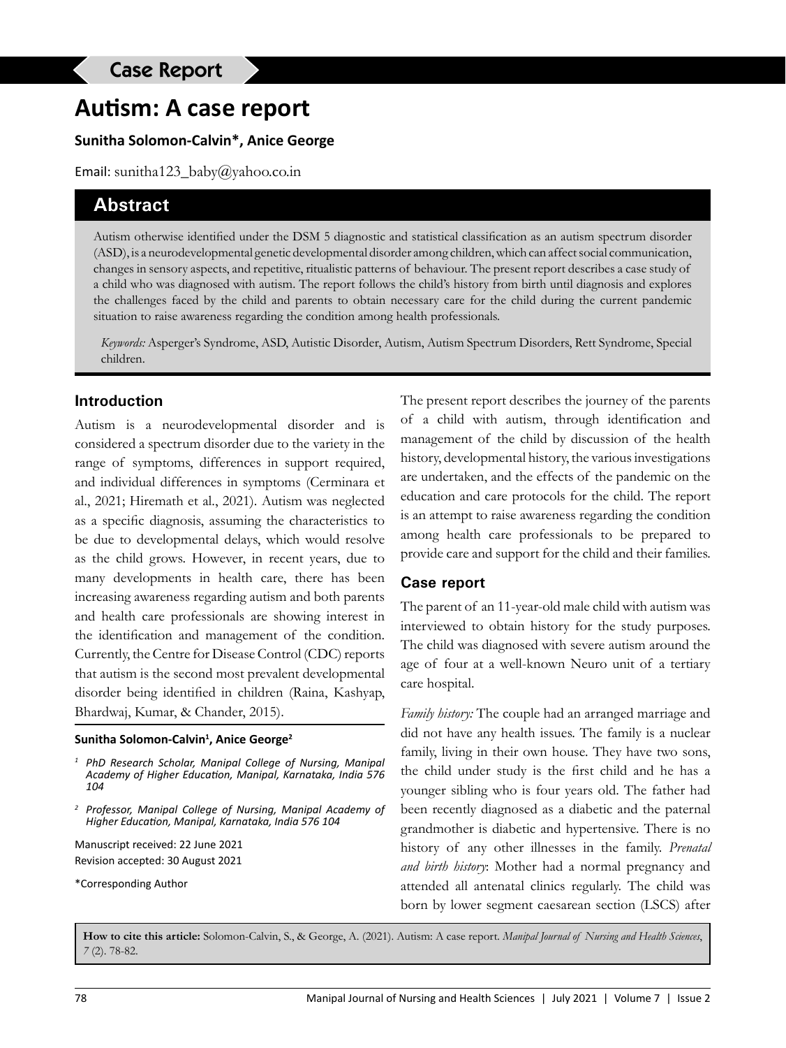Case Report

# Autism: A case report

**Sunitha Solomon-Calvin*, Anice George**

Email: sunitha123_baby@yahoo.co.in

## Abstract

Autism otherwise identified under the DSM 5 diagnostic and statistical classification as an autism spectrum disorder (ASD), is a neurodevelopmental genetic developmental disorder among children, which can affect social communication, changes in sensory aspects, and repetitive, ritualistic patterns of behaviour. The present report describes a case study of a child who was diagnosed with autism. The report follows the child's history from birth until diagnosis and explores the challenges faced by the child and parents to obtain necessary care for the child during the current pandemic situation to raise awareness regarding the condition among health professionals.

*Keywords:* Asperger's Syndrome, ASD, Autistic Disorder, Autism, Autism Spectrum Disorders, Rett Syndrome, Special children.

## Introduction

Autism is a neurodevelopmental disorder and is considered a spectrum disorder due to the variety in the range of symptoms, differences in support required, and individual differences in symptoms (Cerminara et al., 2021; Hiremath et al., 2021). Autism was neglected as a specific diagnosis, assuming the characteristics to be due to developmental delays, which would resolve as the child grows. However, in recent years, due to many developments in health care, there has been increasing awareness regarding autism and both parents and health care professionals are showing interest in the identification and management of the condition. Currently, the Centre for Disease Control (CDC) reports that autism is the second most prevalent developmental disorder being identified in children (Raina, Kashyap, Bhardwaj, Kumar, & Chander, 2015).

**Sunitha Solomon-Calvin[1], Anice George[2]**

[1] *PhD Research Scholar, Manipal College of Nursing, Manipal Academy of Higher Education, Manipal, Karnataka, India 576 104*

[2] *Professor, Manipal College of Nursing, Manipal Academy of Higher Education, Manipal, Karnataka, India 576 104*

Manuscript received: 22 June 2021
Revision accepted: 30 August 2021

*Corresponding Author

The present report describes the journey of the parents of a child with autism, through identification and management of the child by discussion of the health history, developmental history, the various investigations are undertaken, and the effects of the pandemic on the education and care protocols for the child. The report is an attempt to raise awareness regarding the condition among health care professionals to be prepared to provide care and support for the child and their families.

## Case report

The parent of an 11-year-old male child with autism was interviewed to obtain history for the study purposes. The child was diagnosed with severe autism around the age of four at a well-known Neuro unit of a tertiary care hospital.

*Family history:* The couple had an arranged marriage and did not have any health issues. The family is a nuclear family, living in their own house. They have two sons, the child under study is the first child and he has a younger sibling who is four years old. The father had been recently diagnosed as a diabetic and the paternal grandmother is diabetic and hypertensive. There is no history of any other illnesses in the family. *Prenatal and birth history*: Mother had a normal pregnancy and attended all antenatal clinics regularly. The child was born by lower segment caesarean section (LSCS) after

**How to cite this article:** Solomon-Calvin, S., & George, A. (2021). Autism: A case report. *Manipal Journal of Nursing and Health Sciences*, *7* (2). 78-82.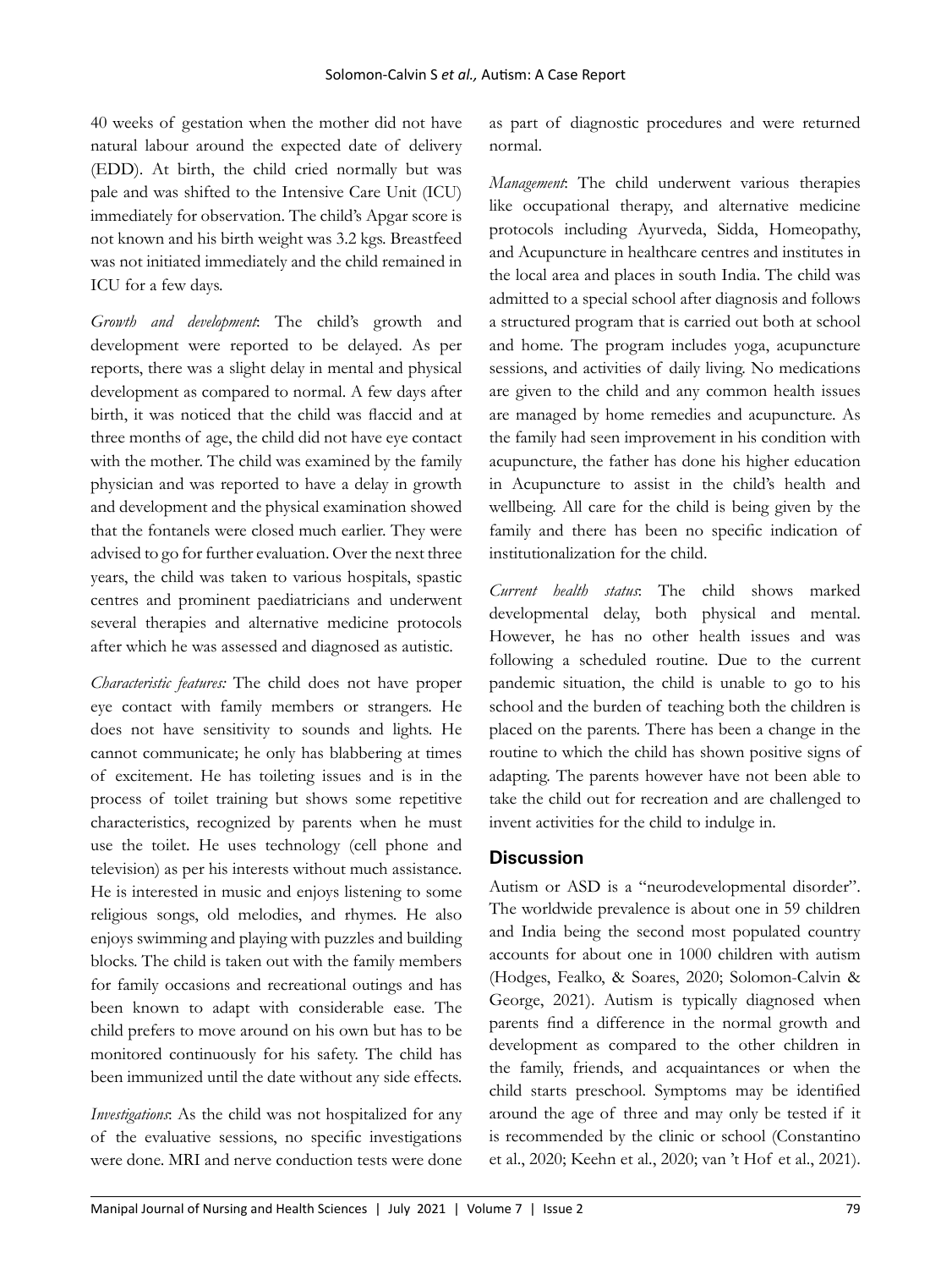40 weeks of gestation when the mother did not have natural labour around the expected date of delivery (EDD). At birth, the child cried normally but was pale and was shifted to the Intensive Care Unit (ICU) immediately for observation. The child's Apgar score is not known and his birth weight was 3.2 kgs. Breastfeed was not initiated immediately and the child remained in ICU for a few days.

*Growth and development*: The child's growth and development were reported to be delayed. As per reports, there was a slight delay in mental and physical development as compared to normal. A few days after birth, it was noticed that the child was flaccid and at three months of age, the child did not have eye contact with the mother. The child was examined by the family physician and was reported to have a delay in growth and development and the physical examination showed that the fontanels were closed much earlier. They were advised to go for further evaluation. Over the next three years, the child was taken to various hospitals, spastic centres and prominent paediatricians and underwent several therapies and alternative medicine protocols after which he was assessed and diagnosed as autistic.

*Characteristic features:* The child does not have proper eye contact with family members or strangers. He does not have sensitivity to sounds and lights. He cannot communicate; he only has blabbering at times of excitement. He has toileting issues and is in the process of toilet training but shows some repetitive characteristics, recognized by parents when he must use the toilet. He uses technology (cell phone and television) as per his interests without much assistance. He is interested in music and enjoys listening to some religious songs, old melodies, and rhymes. He also enjoys swimming and playing with puzzles and building blocks. The child is taken out with the family members for family occasions and recreational outings and has been known to adapt with considerable ease. The child prefers to move around on his own but has to be monitored continuously for his safety. The child has been immunized until the date without any side effects.

*Investigations*: As the child was not hospitalized for any of the evaluative sessions, no specific investigations were done. MRI and nerve conduction tests were done as part of diagnostic procedures and were returned normal.

*Management*: The child underwent various therapies like occupational therapy, and alternative medicine protocols including Ayurveda, Sidda, Homeopathy, and Acupuncture in healthcare centres and institutes in the local area and places in south India. The child was admitted to a special school after diagnosis and follows a structured program that is carried out both at school and home. The program includes yoga, acupuncture sessions, and activities of daily living. No medications are given to the child and any common health issues are managed by home remedies and acupuncture. As the family had seen improvement in his condition with acupuncture, the father has done his higher education in Acupuncture to assist in the child's health and wellbeing. All care for the child is being given by the family and there has been no specific indication of institutionalization for the child.

*Current health status*: The child shows marked developmental delay, both physical and mental. However, he has no other health issues and was following a scheduled routine. Due to the current pandemic situation, the child is unable to go to his school and the burden of teaching both the children is placed on the parents. There has been a change in the routine to which the child has shown positive signs of adapting. The parents however have not been able to take the child out for recreation and are challenged to invent activities for the child to indulge in.

## Discussion

Autism or ASD is a "neurodevelopmental disorder". The worldwide prevalence is about one in 59 children and India being the second most populated country accounts for about one in 1000 children with autism (Hodges, Fealko, & Soares, 2020; Solomon-Calvin & George, 2021). Autism is typically diagnosed when parents find a difference in the normal growth and development as compared to the other children in the family, friends, and acquaintances or when the child starts preschool. Symptoms may be identified around the age of three and may only be tested if it is recommended by the clinic or school (Constantino et al., 2020; Keehn et al., 2020; van 't Hof et al., 2021).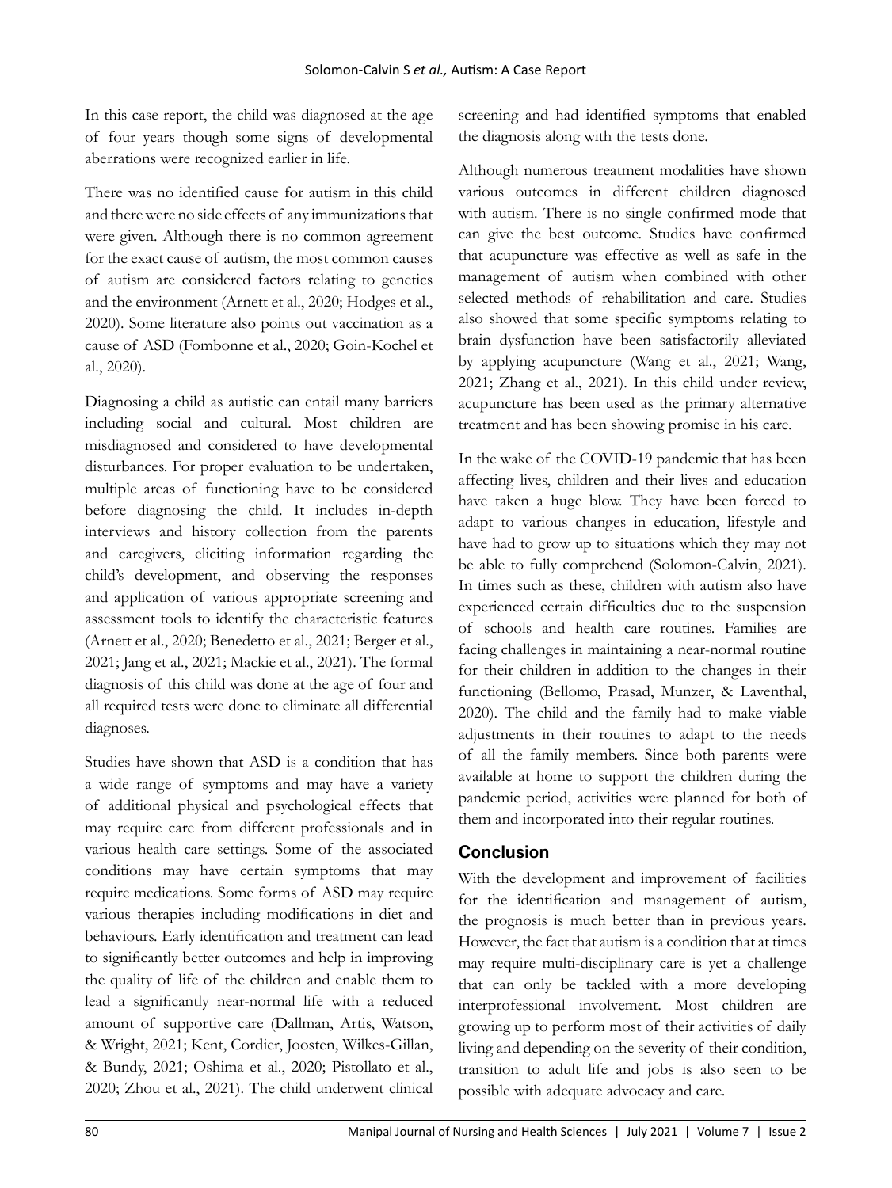In this case report, the child was diagnosed at the age of four years though some signs of developmental aberrations were recognized earlier in life.

There was no identified cause for autism in this child and there were no side effects of any immunizations that were given. Although there is no common agreement for the exact cause of autism, the most common causes of autism are considered factors relating to genetics and the environment (Arnett et al., 2020; Hodges et al., 2020). Some literature also points out vaccination as a cause of ASD (Fombonne et al., 2020; Goin-Kochel et al., 2020).

Diagnosing a child as autistic can entail many barriers including social and cultural. Most children are misdiagnosed and considered to have developmental disturbances. For proper evaluation to be undertaken, multiple areas of functioning have to be considered before diagnosing the child. It includes in-depth interviews and history collection from the parents and caregivers, eliciting information regarding the child's development, and observing the responses and application of various appropriate screening and assessment tools to identify the characteristic features (Arnett et al., 2020; Benedetto et al., 2021; Berger et al., 2021; Jang et al., 2021; Mackie et al., 2021). The formal diagnosis of this child was done at the age of four and all required tests were done to eliminate all differential diagnoses.

Studies have shown that ASD is a condition that has a wide range of symptoms and may have a variety of additional physical and psychological effects that may require care from different professionals and in various health care settings. Some of the associated conditions may have certain symptoms that may require medications. Some forms of ASD may require various therapies including modifications in diet and behaviours. Early identification and treatment can lead to significantly better outcomes and help in improving the quality of life of the children and enable them to lead a significantly near-normal life with a reduced amount of supportive care (Dallman, Artis, Watson, & Wright, 2021; Kent, Cordier, Joosten, Wilkes-Gillan, & Bundy, 2021; Oshima et al., 2020; Pistollato et al., 2020; Zhou et al., 2021). The child underwent clinical screening and had identified symptoms that enabled the diagnosis along with the tests done.

Although numerous treatment modalities have shown various outcomes in different children diagnosed with autism. There is no single confirmed mode that can give the best outcome. Studies have confirmed that acupuncture was effective as well as safe in the management of autism when combined with other selected methods of rehabilitation and care. Studies also showed that some specific symptoms relating to brain dysfunction have been satisfactorily alleviated by applying acupuncture (Wang et al., 2021; Wang, 2021; Zhang et al., 2021). In this child under review, acupuncture has been used as the primary alternative treatment and has been showing promise in his care.

In the wake of the COVID-19 pandemic that has been affecting lives, children and their lives and education have taken a huge blow. They have been forced to adapt to various changes in education, lifestyle and have had to grow up to situations which they may not be able to fully comprehend (Solomon-Calvin, 2021). In times such as these, children with autism also have experienced certain difficulties due to the suspension of schools and health care routines. Families are facing challenges in maintaining a near-normal routine for their children in addition to the changes in their functioning (Bellomo, Prasad, Munzer, & Laventhal, 2020). The child and the family had to make viable adjustments in their routines to adapt to the needs of all the family members. Since both parents were available at home to support the children during the pandemic period, activities were planned for both of them and incorporated into their regular routines.

## Conclusion

With the development and improvement of facilities for the identification and management of autism, the prognosis is much better than in previous years. However, the fact that autism is a condition that at times may require multi-disciplinary care is yet a challenge that can only be tackled with a more developing interprofessional involvement. Most children are growing up to perform most of their activities of daily living and depending on the severity of their condition, transition to adult life and jobs is also seen to be possible with adequate advocacy and care.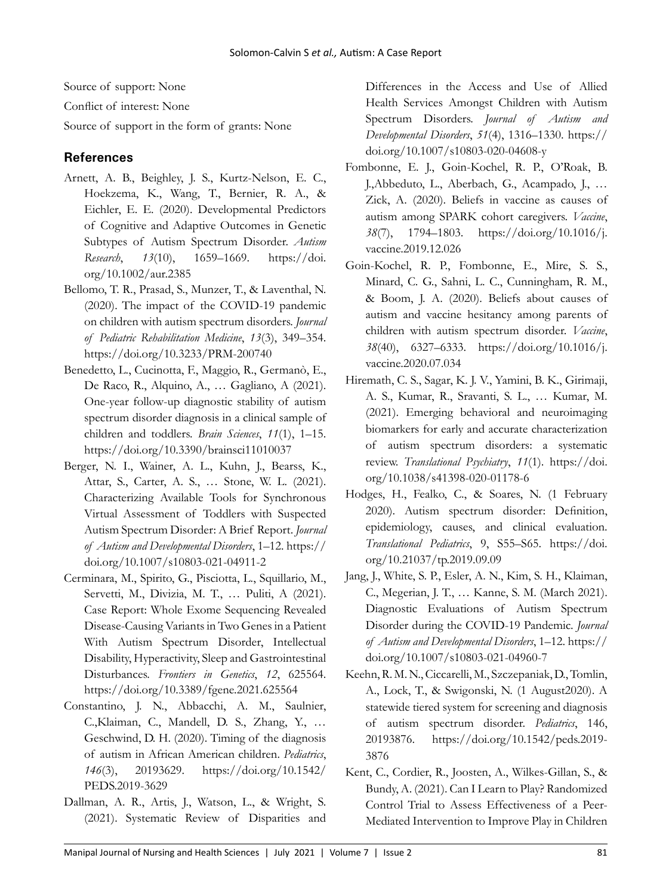Source of support: None

Conflict of interest: None

Source of support in the form of grants: None

## References

Arnett, A. B., Beighley, J. S., Kurtz-Nelson, E. C., Hoekzema, K., Wang, T., Bernier, R. A., & Eichler, E. E. (2020). Developmental Predictors of Cognitive and Adaptive Outcomes in Genetic Subtypes of Autism Spectrum Disorder. *Autism Research*, *13*(10), 1659–1669. https://doi.org/10.1002/aur.2385

Bellomo, T. R., Prasad, S., Munzer, T., & Laventhal, N. (2020). The impact of the COVID-19 pandemic on children with autism spectrum disorders. *Journal of Pediatric Rehabilitation Medicine*, *13*(3), 349–354. https://doi.org/10.3233/PRM-200740

Benedetto, L., Cucinotta, F., Maggio, R., Germanò, E., De Raco, R., Alquino, A., … Gagliano, A (2021). One-year follow-up diagnostic stability of autism spectrum disorder diagnosis in a clinical sample of children and toddlers. *Brain Sciences*, *11*(1), 1–15. https://doi.org/10.3390/brainsci11010037

Berger, N. I., Wainer, A. L., Kuhn, J., Bearss, K., Attar, S., Carter, A. S., … Stone, W. L. (2021). Characterizing Available Tools for Synchronous Virtual Assessment of Toddlers with Suspected Autism Spectrum Disorder: A Brief Report. *Journal of Autism and Developmental Disorders*, 1–12. https://doi.org/10.1007/s10803-021-04911-2

Cerminara, M., Spirito, G., Pisciotta, L., Squillario, M., Servetti, M., Divizia, M. T., … Puliti, A (2021). Case Report: Whole Exome Sequencing Revealed Disease-Causing Variants in Two Genes in a Patient With Autism Spectrum Disorder, Intellectual Disability, Hyperactivity, Sleep and Gastrointestinal Disturbances. *Frontiers in Genetics*, *12*, 625564. https://doi.org/10.3389/fgene.2021.625564

Constantino, J. N., Abbacchi, A. M., Saulnier, C.,Klaiman, C., Mandell, D. S., Zhang, Y., … Geschwind, D. H. (2020). Timing of the diagnosis of autism in African American children. *Pediatrics*, *146*(3), 20193629. https://doi.org/10.1542/PEDS.2019-3629

Dallman, A. R., Artis, J., Watson, L., & Wright, S. (2021). Systematic Review of Disparities and Differences in the Access and Use of Allied Health Services Amongst Children with Autism Spectrum Disorders. *Journal of Autism and Developmental Disorders*, *51*(4), 1316–1330. https://doi.org/10.1007/s10803-020-04608-y

Fombonne, E. J., Goin-Kochel, R. P., O'Roak, B. J.,Abbeduto, L., Aberbach, G., Acampado, J., … Zick, A. (2020). Beliefs in vaccine as causes of autism among SPARK cohort caregivers. *Vaccine*, *38*(7), 1794–1803. https://doi.org/10.1016/j.vaccine.2019.12.026

Goin-Kochel, R. P., Fombonne, E., Mire, S. S., Minard, C. G., Sahni, L. C., Cunningham, R. M., & Boom, J. A. (2020). Beliefs about causes of autism and vaccine hesitancy among parents of children with autism spectrum disorder. *Vaccine*, *38*(40), 6327–6333. https://doi.org/10.1016/j.vaccine.2020.07.034

Hiremath, C. S., Sagar, K. J. V., Yamini, B. K., Girimaji, A. S., Kumar, R., Sravanti, S. L., … Kumar, M. (2021). Emerging behavioral and neuroimaging biomarkers for early and accurate characterization of autism spectrum disorders: a systematic review. *Translational Psychiatry*, *11*(1). https://doi.org/10.1038/s41398-020-01178-6

Hodges, H., Fealko, C., & Soares, N. (1 February 2020). Autism spectrum disorder: Definition, epidemiology, causes, and clinical evaluation. *Translational Pediatrics*, 9, S55–S65. https://doi.org/10.21037/tp.2019.09.09

Jang, J., White, S. P., Esler, A. N., Kim, S. H., Klaiman, C., Megerian, J. T., … Kanne, S. M. (March 2021). Diagnostic Evaluations of Autism Spectrum Disorder during the COVID-19 Pandemic. *Journal of Autism and Developmental Disorders*, 1–12. https://doi.org/10.1007/s10803-021-04960-7

Keehn, R. M. N., Ciccarelli, M., Szczepaniak, D., Tomlin, A., Lock, T., & Swigonski, N. (1 August2020). A statewide tiered system for screening and diagnosis of autism spectrum disorder. *Pediatrics*, 146, 20193876. https://doi.org/10.1542/peds.2019-3876

Kent, C., Cordier, R., Joosten, A., Wilkes-Gillan, S., & Bundy, A. (2021). Can I Learn to Play? Randomized Control Trial to Assess Effectiveness of a Peer-Mediated Intervention to Improve Play in Children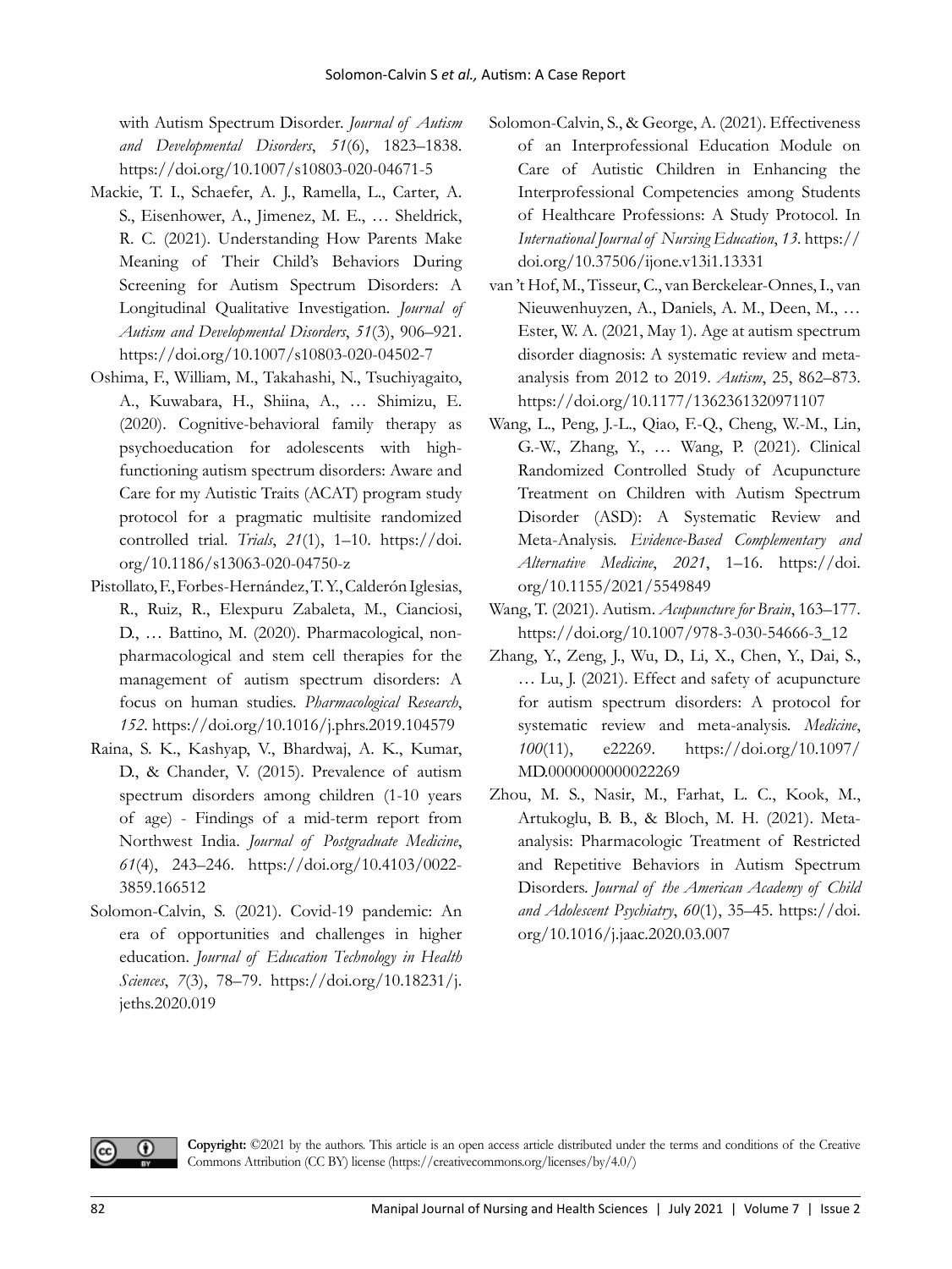with Autism Spectrum Disorder. *Journal of Autism and Developmental Disorders*, *51*(6), 1823–1838. https://doi.org/10.1007/s10803-020-04671-5

Mackie, T. I., Schaefer, A. J., Ramella, L., Carter, A. S., Eisenhower, A., Jimenez, M. E., … Sheldrick, R. C. (2021). Understanding How Parents Make Meaning of Their Child's Behaviors During Screening for Autism Spectrum Disorders: A Longitudinal Qualitative Investigation. *Journal of Autism and Developmental Disorders*, *51*(3), 906–921. https://doi.org/10.1007/s10803-020-04502-7

Oshima, F., William, M., Takahashi, N., Tsuchiyagaito, A., Kuwabara, H., Shiina, A., … Shimizu, E. (2020). Cognitive-behavioral family therapy as psychoeducation for adolescents with high-functioning autism spectrum disorders: Aware and Care for my Autistic Traits (ACAT) program study protocol for a pragmatic multisite randomized controlled trial. *Trials*, *21*(1), 1–10. https://doi.org/10.1186/s13063-020-04750-z

Pistollato, F., Forbes-Hernández, T. Y., Calderón Iglesias, R., Ruiz, R., Elexpuru Zabaleta, M., Cianciosi, D., … Battino, M. (2020). Pharmacological, non-pharmacological and stem cell therapies for the management of autism spectrum disorders: A focus on human studies. *Pharmacological Research*, *152*. https://doi.org/10.1016/j.phrs.2019.104579

Raina, S. K., Kashyap, V., Bhardwaj, A. K., Kumar, D., & Chander, V. (2015). Prevalence of autism spectrum disorders among children (1-10 years of age) - Findings of a mid-term report from Northwest India. *Journal of Postgraduate Medicine*, *61*(4), 243–246. https://doi.org/10.4103/0022-3859.166512

Solomon-Calvin, S. (2021). Covid-19 pandemic: An era of opportunities and challenges in higher education. *Journal of Education Technology in Health Sciences*, *7*(3), 78–79. https://doi.org/10.18231/j.jeths.2020.019

Solomon-Calvin, S., & George, A. (2021). Effectiveness of an Interprofessional Education Module on Care of Autistic Children in Enhancing the Interprofessional Competencies among Students of Healthcare Professions: A Study Protocol. In *International Journal of Nursing Education*, *13*. https://doi.org/10.37506/ijone.v13i1.13331

van 't Hof, M., Tisseur, C., van Berckelear-Onnes, I., van Nieuwenhuyzen, A., Daniels, A. M., Deen, M., … Ester, W. A. (2021, May 1). Age at autism spectrum disorder diagnosis: A systematic review and meta-analysis from 2012 to 2019. *Autism*, 25, 862–873. https://doi.org/10.1177/1362361320971107

Wang, L., Peng, J.-L., Qiao, F.-Q., Cheng, W.-M., Lin, G.-W., Zhang, Y., … Wang, P. (2021). Clinical Randomized Controlled Study of Acupuncture Treatment on Children with Autism Spectrum Disorder (ASD): A Systematic Review and Meta-Analysis. *Evidence-Based Complementary and Alternative Medicine*, *2021*, 1–16. https://doi.org/10.1155/2021/5549849

Wang, T. (2021). Autism. *Acupuncture for Brain*, 163–177. https://doi.org/10.1007/978-3-030-54666-3_12

Zhang, Y., Zeng, J., Wu, D., Li, X., Chen, Y., Dai, S., … Lu, J. (2021). Effect and safety of acupuncture for autism spectrum disorders: A protocol for systematic review and meta-analysis. *Medicine*, *100*(11), e22269. https://doi.org/10.1097/MD.0000000000022269

Zhou, M. S., Nasir, M., Farhat, L. C., Kook, M., Artukoglu, B. B., & Bloch, M. H. (2021). Meta-analysis: Pharmacologic Treatment of Restricted and Repetitive Behaviors in Autism Spectrum Disorders. *Journal of the American Academy of Child and Adolescent Psychiatry*, *60*(1), 35–45. https://doi.org/10.1016/j.jaac.2020.03.007

**Copyright:** ©2021 by the authors. This article is an open access article distributed under the terms and conditions of the Creative Commons Attribution (CC BY) license (https://creativecommons.org/licenses/by/4.0/)